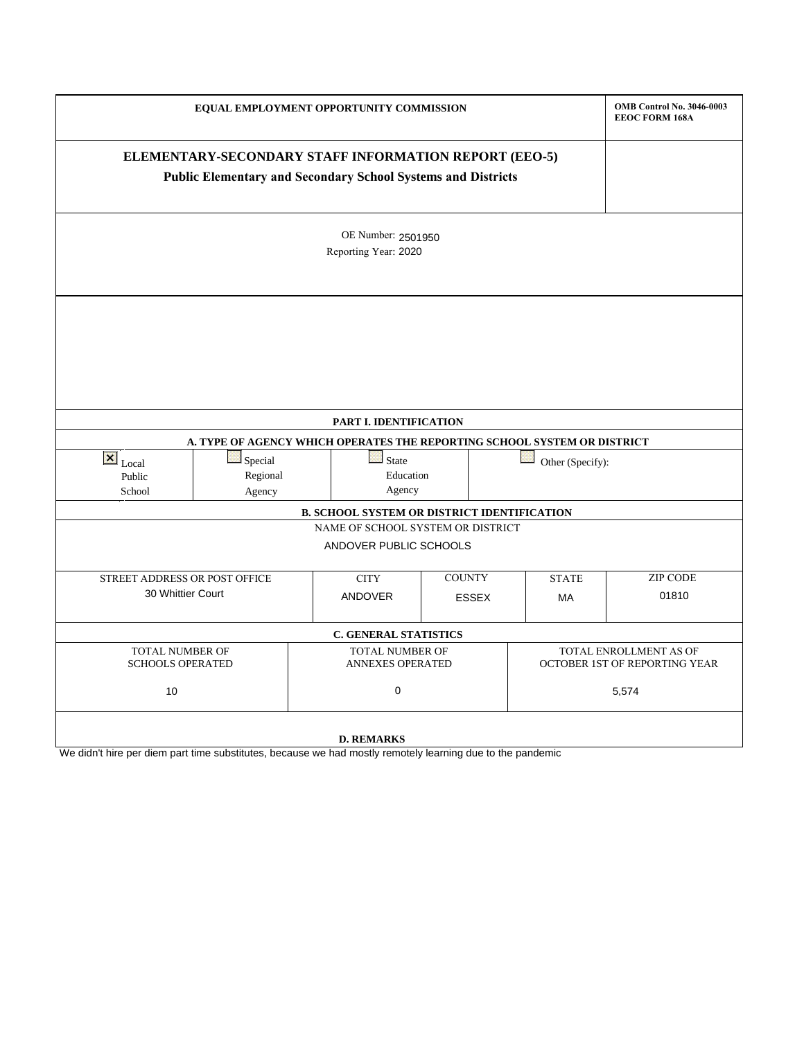**EQUAL EMPLOYMENT OPPORTUNITY COMMISSION**

**OMB Control No. 3046-0003**
**EEOC FORM 168A**

# ELEMENTARY-SECONDARY STAFF INFORMATION REPORT (EEO-5)

## Public Elementary and Secondary School Systems and Districts

OE Number: 2501950
Reporting Year: 2020

## PART I. IDENTIFICATION

### A. TYPE OF AGENCY WHICH OPERATES THE REPORTING SCHOOL SYSTEM OR DISTRICT

| ☒ Local Public School | ☐ Special Regional Agency | ☐ State Education Agency | ☐ Other (Specify): |
|---|---|---|---|

### B. SCHOOL SYSTEM OR DISTRICT IDENTIFICATION

NAME OF SCHOOL SYSTEM OR DISTRICT

ANDOVER PUBLIC SCHOOLS

| STREET ADDRESS OR POST OFFICE | CITY | COUNTY | STATE | ZIP CODE |
|---|---|---|---|---|
| 30 Whittier Court | ANDOVER | ESSEX | MA | 01810 |

### C. GENERAL STATISTICS

| TOTAL NUMBER OF SCHOOLS OPERATED | TOTAL NUMBER OF ANNEXES OPERATED | TOTAL ENROLLMENT AS OF OCTOBER 1ST OF REPORTING YEAR |
|---|---|---|
| 10 | 0 | 5,574 |

### D. REMARKS

We didn't hire per diem part time substitutes, because we had mostly remotely learning due to the pandemic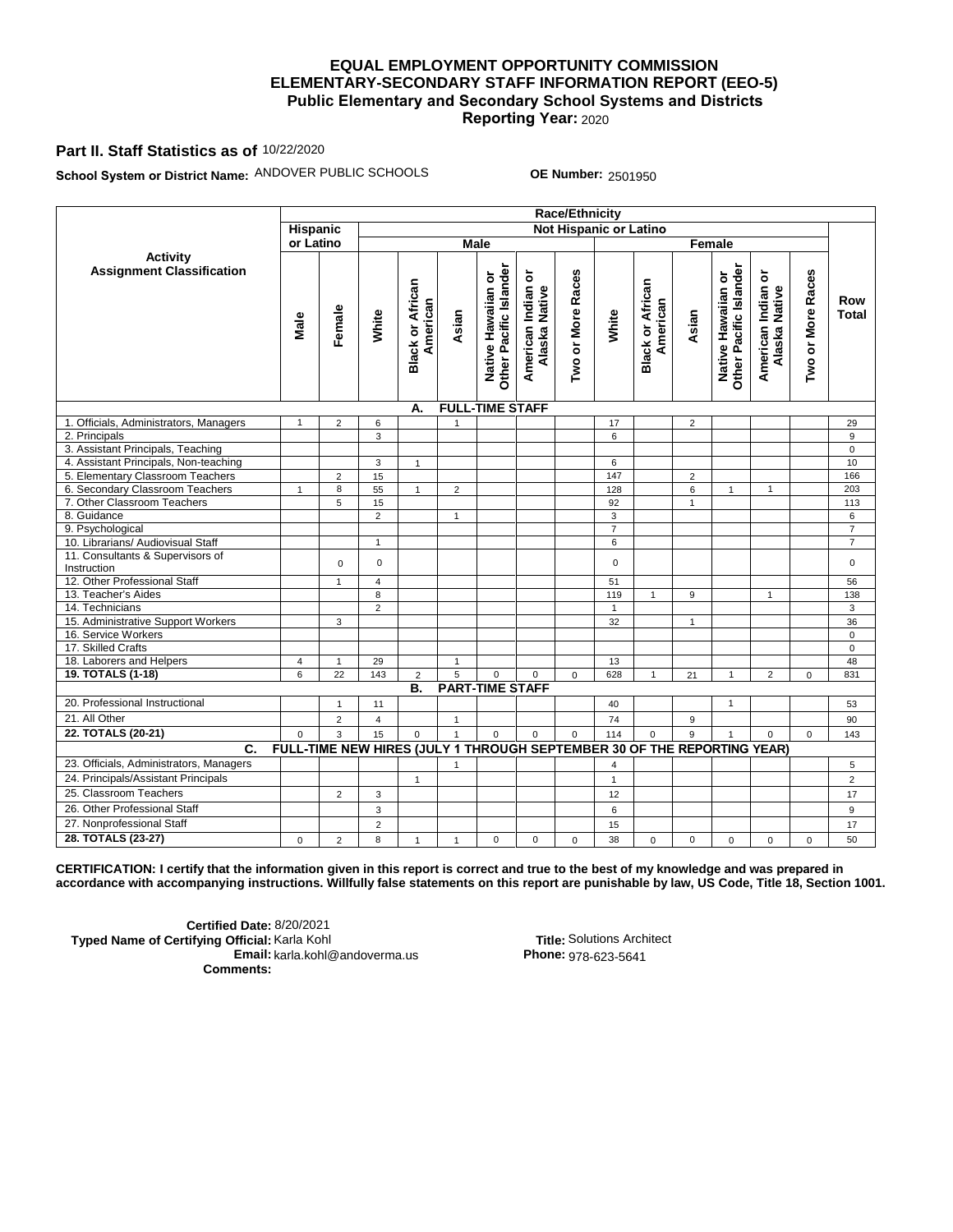# EQUAL EMPLOYMENT OPPORTUNITY COMMISSION
## ELEMENTARY-SECONDARY STAFF INFORMATION REPORT (EEO-5)
### Public Elementary and Secondary School Systems and Districts
**Reporting Year:** 2020

**Part II. Staff Statistics as of** 10/22/2020

**School System or District Name:** ANDOVER PUBLIC SCHOOLS **OE Number:** 2501950

| Activity Assignment Classification | Race/Ethnicity | | | | | | | | | | | | | | |
|---|---|---|---|---|---|---|---|---|---|---|---|---|---|---|---|
| | Hispanic or Latino | | Not Hispanic or Latino | | | | | | | | | | | | Row Total |
| | | | Male | | | | | | Female | | | | | | |
| | Male | Female | White | Black or African American | Asian | Native Hawaiian or Other Pacific Islander | American Indian or Alaska Native | Two or More Races | White | Black or African American | Asian | Native Hawaiian or Other Pacific Islander | American Indian or Alaska Native | Two or More Races | |
| **A. FULL-TIME STAFF** | | | | | | | | | | | | | | | |
| 1. Officials, Administrators, Managers | 1 | 2 | 6 | | 1 | | | | 17 | | 2 | | | | 29 |
| 2. Principals | | | 3 | | | | | | 6 | | | | | | 9 |
| 3. Assistant Principals, Teaching | | | | | | | | | | | | | | | 0 |
| 4. Assistant Principals, Non-teaching | | | 3 | 1 | | | | | 6 | | | | | | 10 |
| 5. Elementary Classroom Teachers | | 2 | 15 | | | | | | 147 | | 2 | | | | 166 |
| 6. Secondary Classroom Teachers | 1 | 8 | 55 | 1 | 2 | | | | 128 | | 6 | 1 | 1 | | 203 |
| 7. Other Classroom Teachers | | 5 | 15 | | | | | | 92 | | 1 | | | | 113 |
| 8. Guidance | | | 2 | | 1 | | | | 3 | | | | | | 6 |
| 9. Psychological | | | | | | | | | 7 | | | | | | 7 |
| 10. Librarians/ Audiovisual Staff | | | 1 | | | | | | 6 | | | | | | 7 |
| 11. Consultants & Supervisors of Instruction | | 0 | 0 | | | | | | 0 | | | | | | 0 |
| 12. Other Professional Staff | | 1 | 4 | | | | | | 51 | | | | | | 56 |
| 13. Teacher's Aides | | | 8 | | | | | | 119 | 1 | 9 | | 1 | | 138 |
| 14. Technicians | | | 2 | | | | | | 1 | | | | | | 3 |
| 15. Administrative Support Workers | | 3 | | | | | | | 32 | | 1 | | | | 36 |
| 16. Service Workers | | | | | | | | | | | | | | | 0 |
| 17. Skilled Crafts | | | | | | | | | | | | | | | 0 |
| 18. Laborers and Helpers | 4 | 1 | 29 | | 1 | | | | 13 | | | | | | 48 |
| **19. TOTALS (1-18)** | 6 | 22 | 143 | 2 | 5 | 0 | 0 | 0 | 628 | 1 | 21 | 1 | 2 | 0 | 831 |
| **B. PART-TIME STAFF** | | | | | | | | | | | | | | | |
| 20. Professional Instructional | | 1 | 11 | | | | | | 40 | | | 1 | | | 53 |
| 21. All Other | | 2 | 4 | | 1 | | | | 74 | | 9 | | | | 90 |
| **22. TOTALS (20-21)** | 0 | 3 | 15 | 0 | 1 | 0 | 0 | 0 | 114 | 0 | 9 | 1 | 0 | 0 | 143 |
| **C. FULL-TIME NEW HIRES (JULY 1 THROUGH SEPTEMBER 30 OF THE REPORTING YEAR)** | | | | | | | | | | | | | | | |
| 23. Officials, Administrators, Managers | | | | | 1 | | | | 4 | | | | | | 5 |
| 24. Principals/Assistant Principals | | | | 1 | | | | | 1 | | | | | | 2 |
| 25. Classroom Teachers | | 2 | 3 | | | | | | 12 | | | | | | 17 |
| 26. Other Professional Staff | | | 3 | | | | | | 6 | | | | | | 9 |
| 27. Nonprofessional Staff | | | 2 | | | | | | 15 | | | | | | 17 |
| **28. TOTALS (23-27)** | 0 | 2 | 8 | 1 | 1 | 0 | 0 | 0 | 38 | 0 | 0 | 0 | 0 | 0 | 50 |

**CERTIFICATION: I certify that the information given in this report is correct and true to the best of my knowledge and was prepared in accordance with accompanying instructions. Willfully false statements on this report are punishable by law, US Code, Title 18, Section 1001.**

**Certified Date:** 8/20/2021
**Typed Name of Certifying Official:** Karla Kohl
**Title:** Solutions Architect
**Email:** karla.kohl@andoverma.us
**Phone:** 978-623-5641
**Comments:**